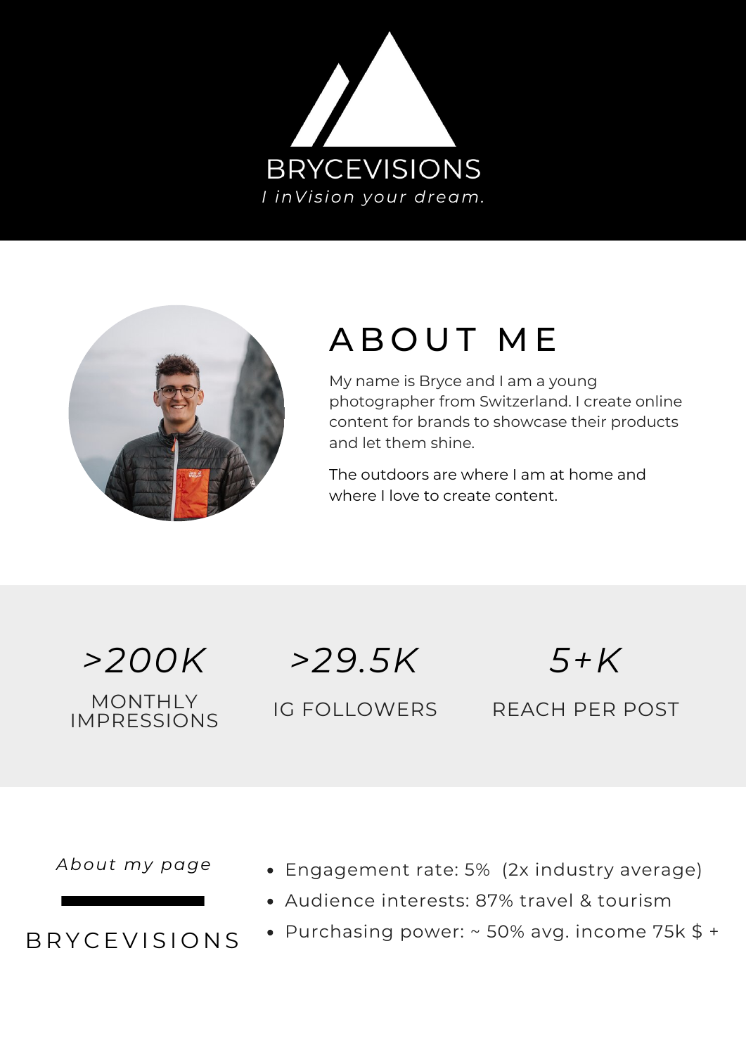# BRYCEVISIONS

*I inVision your dream.*

## ABOUT ME

My name is Bryce and I am a young photographer from Switzerland. I create online content for brands to showcase their products and let them shine.

The outdoors are where I am at home and where I love to create content.

*>200K*
MONTHLY IMPRESSIONS

*>29.5K*
IG FOLLOWERS

*5+K*
REACH PER POST

*About my page*

BRYCEVISIONS

- Engagement rate: 5% (2x industry average)
- Audience interests: 87% travel & tourism
- Purchasing power: ~ 50% avg. income 75k $ +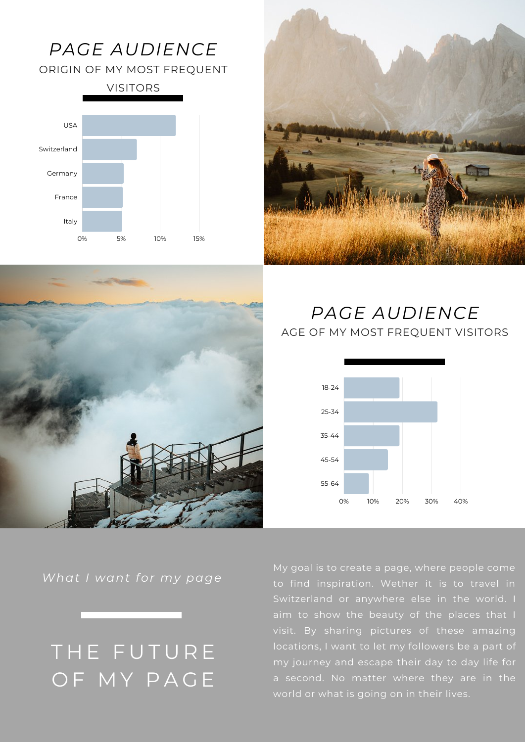# PAGE AUDIENCE

ORIGIN OF MY MOST FREQUENT VISITORS

USA

Switzerland

Germany

France

Italy

0% 5% 10% 15%

# PAGE AUDIENCE

AGE OF MY MOST FREQUENT VISITORS

18-24

25-34

35-44

45-54

55-64

0% 10% 20% 30% 40%

*What I want for my page*

# THE FUTURE OF MY PAGE

My goal is to create a page, where people come to find inspiration. Wether it is to travel in Switzerland or anywhere else in the world. I aim to show the beauty of the places that I visit. By sharing pictures of these amazing locations, I want to let my followers be a part of my journey and escape their day to day life for a second. No matter where they are in the world or what is going on in their lives.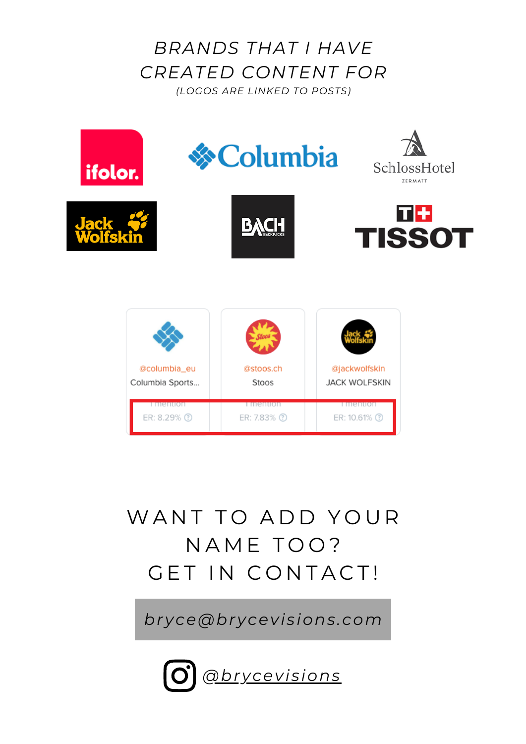# BRANDS THAT I HAVE CREATED CONTENT FOR

(LOGOS ARE LINKED TO POSTS)

ifolor.

Columbia

SchlossHotel
ZERMATT

Jack Wolfskin

BACH
BACKPACKS

TISSOT

@columbia_eu
Columbia Sports...
1 mention
ER: 8.29%

@stoos.ch
Stoos
1 mention
ER: 7.83%

@jackwolfskin
JACK WOLFSKIN
1 mention
ER: 10.61%

## WANT TO ADD YOUR NAME TOO? GET IN CONTACT!

bryce@brycevisions.com

@brycevisions